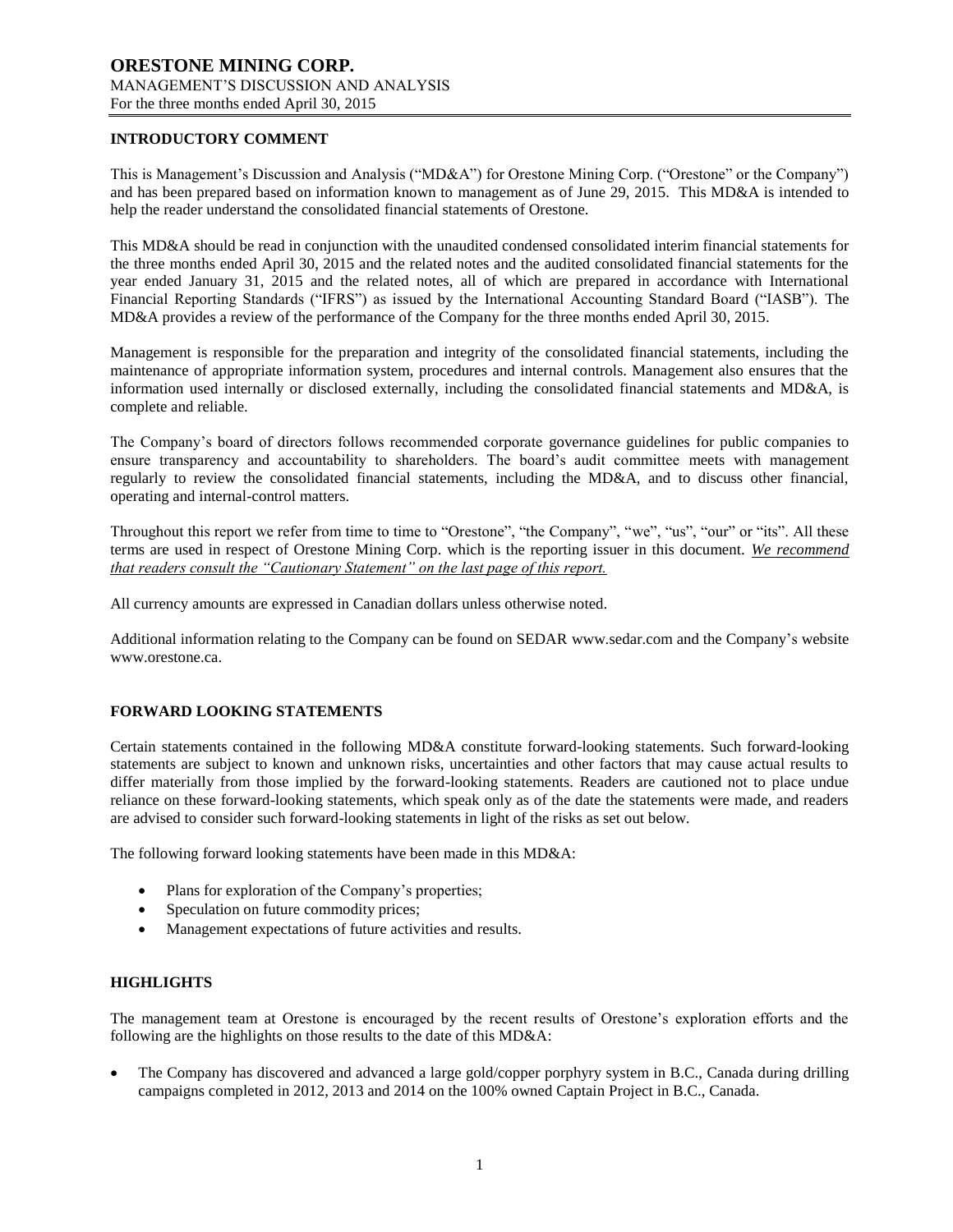# ORESTONE MINING CORP.

MANAGEMENT'S DISCUSSION AND ANALYSIS

For the three months ended April 30, 2015

## INTRODUCTORY COMMENT

This is Management's Discussion and Analysis ("MD&A") for Orestone Mining Corp. ("Orestone" or the Company") and has been prepared based on information known to management as of June 29, 2015. This MD&A is intended to help the reader understand the consolidated financial statements of Orestone.

This MD&A should be read in conjunction with the unaudited condensed consolidated interim financial statements for the three months ended April 30, 2015 and the related notes and the audited consolidated financial statements for the year ended January 31, 2015 and the related notes, all of which are prepared in accordance with International Financial Reporting Standards ("IFRS") as issued by the International Accounting Standard Board ("IASB"). The MD&A provides a review of the performance of the Company for the three months ended April 30, 2015.

Management is responsible for the preparation and integrity of the consolidated financial statements, including the maintenance of appropriate information system, procedures and internal controls. Management also ensures that the information used internally or disclosed externally, including the consolidated financial statements and MD&A, is complete and reliable.

The Company's board of directors follows recommended corporate governance guidelines for public companies to ensure transparency and accountability to shareholders. The board's audit committee meets with management regularly to review the consolidated financial statements, including the MD&A, and to discuss other financial, operating and internal-control matters.

Throughout this report we refer from time to time to "Orestone", "the Company", "we", "us", "our" or "its". All these terms are used in respect of Orestone Mining Corp. which is the reporting issuer in this document. *We recommend that readers consult the "Cautionary Statement" on the last page of this report.*

All currency amounts are expressed in Canadian dollars unless otherwise noted.

Additional information relating to the Company can be found on SEDAR www.sedar.com and the Company's website www.orestone.ca.

## FORWARD LOOKING STATEMENTS

Certain statements contained in the following MD&A constitute forward-looking statements. Such forward-looking statements are subject to known and unknown risks, uncertainties and other factors that may cause actual results to differ materially from those implied by the forward-looking statements. Readers are cautioned not to place undue reliance on these forward-looking statements, which speak only as of the date the statements were made, and readers are advised to consider such forward-looking statements in light of the risks as set out below.

The following forward looking statements have been made in this MD&A:

- Plans for exploration of the Company's properties;
- Speculation on future commodity prices;
- Management expectations of future activities and results.

## HIGHLIGHTS

The management team at Orestone is encouraged by the recent results of Orestone's exploration efforts and the following are the highlights on those results to the date of this MD&A:

- The Company has discovered and advanced a large gold/copper porphyry system in B.C., Canada during drilling campaigns completed in 2012, 2013 and 2014 on the 100% owned Captain Project in B.C., Canada.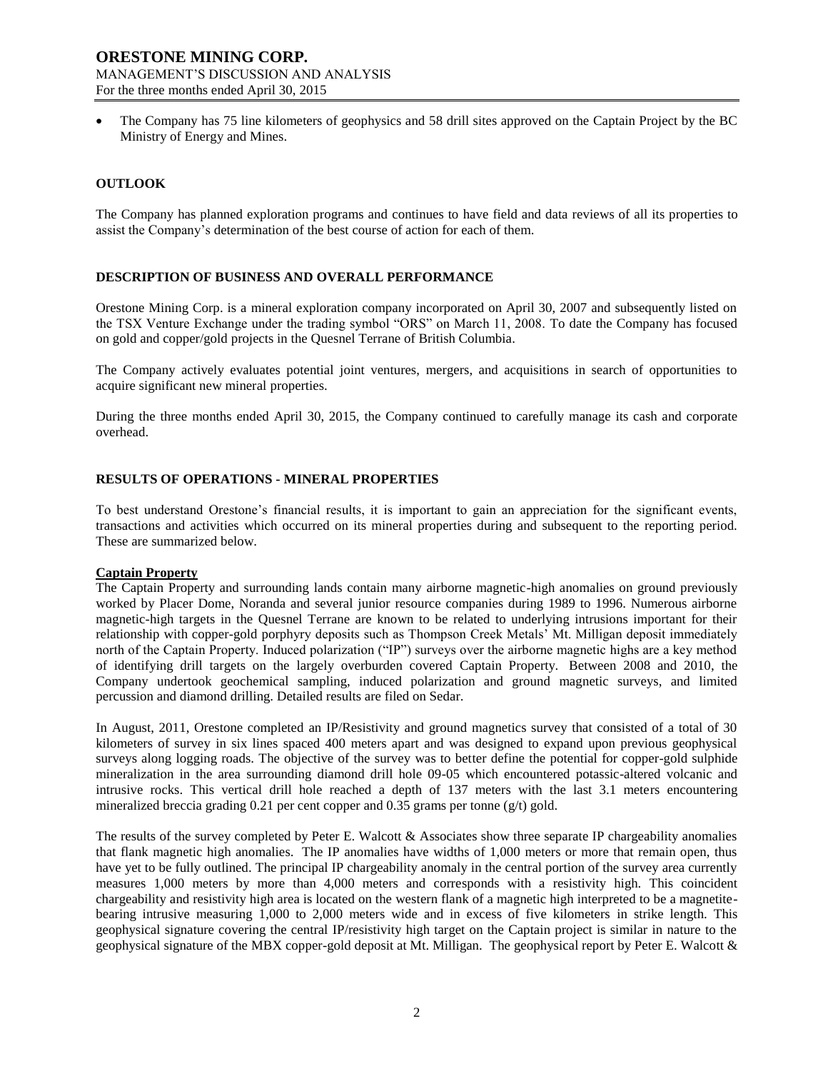- The Company has 75 line kilometers of geophysics and 58 drill sites approved on the Captain Project by the BC Ministry of Energy and Mines.

## OUTLOOK

The Company has planned exploration programs and continues to have field and data reviews of all its properties to assist the Company's determination of the best course of action for each of them.

## DESCRIPTION OF BUSINESS AND OVERALL PERFORMANCE

Orestone Mining Corp. is a mineral exploration company incorporated on April 30, 2007 and subsequently listed on the TSX Venture Exchange under the trading symbol "ORS" on March 11, 2008. To date the Company has focused on gold and copper/gold projects in the Quesnel Terrane of British Columbia.

The Company actively evaluates potential joint ventures, mergers, and acquisitions in search of opportunities to acquire significant new mineral properties.

During the three months ended April 30, 2015, the Company continued to carefully manage its cash and corporate overhead.

## RESULTS OF OPERATIONS - MINERAL PROPERTIES

To best understand Orestone's financial results, it is important to gain an appreciation for the significant events, transactions and activities which occurred on its mineral properties during and subsequent to the reporting period. These are summarized below.

### Captain Property

The Captain Property and surrounding lands contain many airborne magnetic-high anomalies on ground previously worked by Placer Dome, Noranda and several junior resource companies during 1989 to 1996. Numerous airborne magnetic-high targets in the Quesnel Terrane are known to be related to underlying intrusions important for their relationship with copper-gold porphyry deposits such as Thompson Creek Metals' Mt. Milligan deposit immediately north of the Captain Property. Induced polarization ("IP") surveys over the airborne magnetic highs are a key method of identifying drill targets on the largely overburden covered Captain Property. Between 2008 and 2010, the Company undertook geochemical sampling, induced polarization and ground magnetic surveys, and limited percussion and diamond drilling. Detailed results are filed on Sedar.

In August, 2011, Orestone completed an IP/Resistivity and ground magnetics survey that consisted of a total of 30 kilometers of survey in six lines spaced 400 meters apart and was designed to expand upon previous geophysical surveys along logging roads. The objective of the survey was to better define the potential for copper-gold sulphide mineralization in the area surrounding diamond drill hole 09-05 which encountered potassic-altered volcanic and intrusive rocks. This vertical drill hole reached a depth of 137 meters with the last 3.1 meters encountering mineralized breccia grading 0.21 per cent copper and 0.35 grams per tonne (g/t) gold.

The results of the survey completed by Peter E. Walcott & Associates show three separate IP chargeability anomalies that flank magnetic high anomalies. The IP anomalies have widths of 1,000 meters or more that remain open, thus have yet to be fully outlined. The principal IP chargeability anomaly in the central portion of the survey area currently measures 1,000 meters by more than 4,000 meters and corresponds with a resistivity high. This coincident chargeability and resistivity high area is located on the western flank of a magnetic high interpreted to be a magnetite-bearing intrusive measuring 1,000 to 2,000 meters wide and in excess of five kilometers in strike length. This geophysical signature covering the central IP/resistivity high target on the Captain project is similar in nature to the geophysical signature of the MBX copper-gold deposit at Mt. Milligan. The geophysical report by Peter E. Walcott &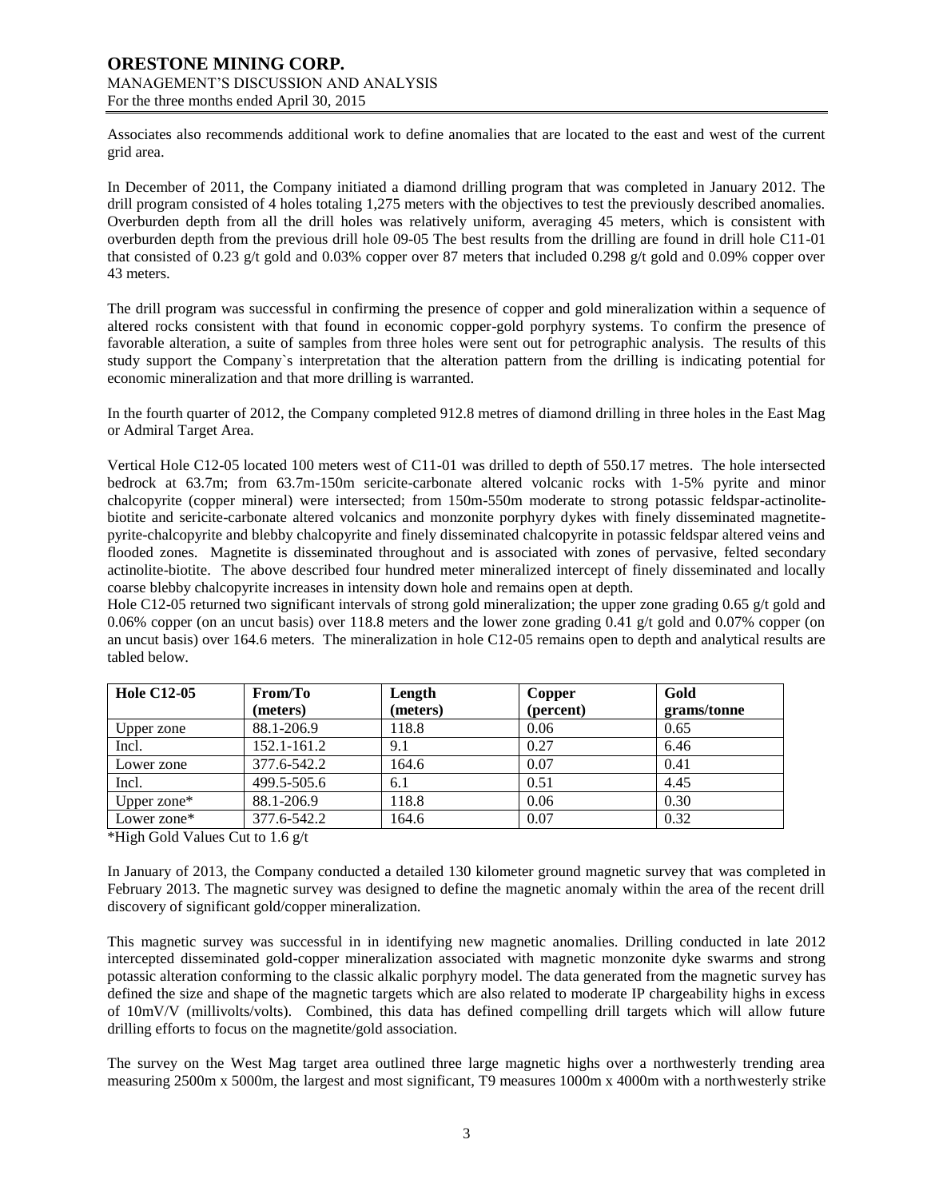Associates also recommends additional work to define anomalies that are located to the east and west of the current grid area.

In December of 2011, the Company initiated a diamond drilling program that was completed in January 2012. The drill program consisted of 4 holes totaling 1,275 meters with the objectives to test the previously described anomalies. Overburden depth from all the drill holes was relatively uniform, averaging 45 meters, which is consistent with overburden depth from the previous drill hole 09-05 The best results from the drilling are found in drill hole C11-01 that consisted of 0.23 g/t gold and 0.03% copper over 87 meters that included 0.298 g/t gold and 0.09% copper over 43 meters.

The drill program was successful in confirming the presence of copper and gold mineralization within a sequence of altered rocks consistent with that found in economic copper-gold porphyry systems. To confirm the presence of favorable alteration, a suite of samples from three holes were sent out for petrographic analysis. The results of this study support the Company`s interpretation that the alteration pattern from the drilling is indicating potential for economic mineralization and that more drilling is warranted.

In the fourth quarter of 2012, the Company completed 912.8 metres of diamond drilling in three holes in the East Mag or Admiral Target Area.

Vertical Hole C12-05 located 100 meters west of C11-01 was drilled to depth of 550.17 metres. The hole intersected bedrock at 63.7m; from 63.7m-150m sericite-carbonate altered volcanic rocks with 1-5% pyrite and minor chalcopyrite (copper mineral) were intersected; from 150m-550m moderate to strong potassic feldspar-actinolite-biotite and sericite-carbonate altered volcanics and monzonite porphyry dykes with finely disseminated magnetite-pyrite-chalcopyrite and blebby chalcopyrite and finely disseminated chalcopyrite in potassic feldspar altered veins and flooded zones. Magnetite is disseminated throughout and is associated with zones of pervasive, felted secondary actinolite-biotite. The above described four hundred meter mineralized intercept of finely disseminated and locally coarse blebby chalcopyrite increases in intensity down hole and remains open at depth.

Hole C12-05 returned two significant intervals of strong gold mineralization; the upper zone grading 0.65 g/t gold and 0.06% copper (on an uncut basis) over 118.8 meters and the lower zone grading 0.41 g/t gold and 0.07% copper (on an uncut basis) over 164.6 meters. The mineralization in hole C12-05 remains open to depth and analytical results are tabled below.

| Hole C12-05 | From/To (meters) | Length (meters) | Copper (percent) | Gold grams/tonne |
|---|---|---|---|---|
| Upper zone | 88.1-206.9 | 118.8 | 0.06 | 0.65 |
| Incl. | 152.1-161.2 | 9.1 | 0.27 | 6.46 |
| Lower zone | 377.6-542.2 | 164.6 | 0.07 | 0.41 |
| Incl. | 499.5-505.6 | 6.1 | 0.51 | 4.45 |
| Upper zone* | 88.1-206.9 | 118.8 | 0.06 | 0.30 |
| Lower zone* | 377.6-542.2 | 164.6 | 0.07 | 0.32 |

*High Gold Values Cut to 1.6 g/t

In January of 2013, the Company conducted a detailed 130 kilometer ground magnetic survey that was completed in February 2013. The magnetic survey was designed to define the magnetic anomaly within the area of the recent drill discovery of significant gold/copper mineralization.

This magnetic survey was successful in in identifying new magnetic anomalies. Drilling conducted in late 2012 intercepted disseminated gold-copper mineralization associated with magnetic monzonite dyke swarms and strong potassic alteration conforming to the classic alkalic porphyry model. The data generated from the magnetic survey has defined the size and shape of the magnetic targets which are also related to moderate IP chargeability highs in excess of 10mV/V (millivolts/volts). Combined, this data has defined compelling drill targets which will allow future drilling efforts to focus on the magnetite/gold association.

The survey on the West Mag target area outlined three large magnetic highs over a northwesterly trending area measuring 2500m x 5000m, the largest and most significant, T9 measures 1000m x 4000m with a northwesterly strike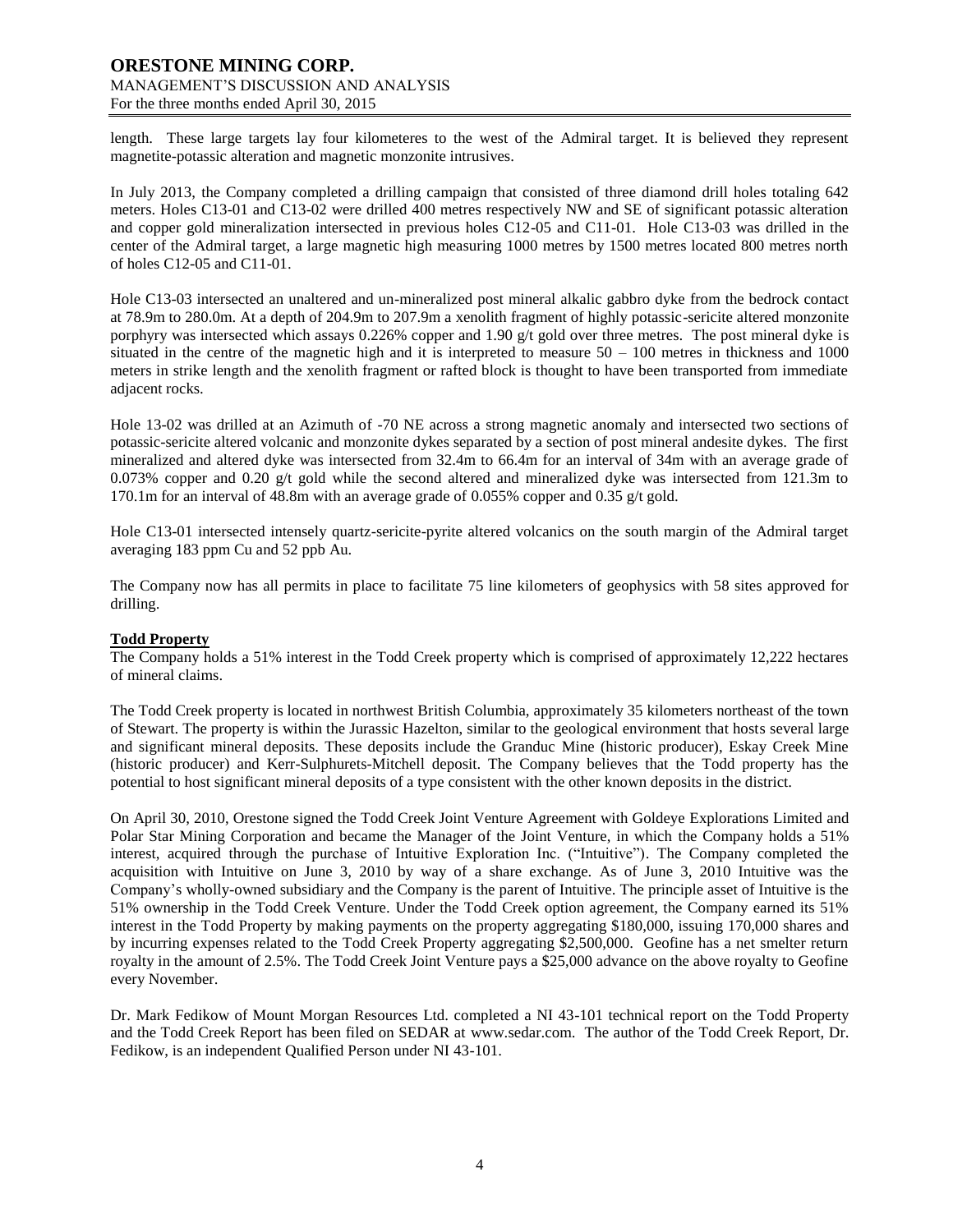length. These large targets lay four kilometeres to the west of the Admiral target. It is believed they represent magnetite-potassic alteration and magnetic monzonite intrusives.

In July 2013, the Company completed a drilling campaign that consisted of three diamond drill holes totaling 642 meters. Holes C13-01 and C13-02 were drilled 400 metres respectively NW and SE of significant potassic alteration and copper gold mineralization intersected in previous holes C12-05 and C11-01. Hole C13-03 was drilled in the center of the Admiral target, a large magnetic high measuring 1000 metres by 1500 metres located 800 metres north of holes C12-05 and C11-01.

Hole C13-03 intersected an unaltered and un-mineralized post mineral alkalic gabbro dyke from the bedrock contact at 78.9m to 280.0m. At a depth of 204.9m to 207.9m a xenolith fragment of highly potassic-sericite altered monzonite porphyry was intersected which assays 0.226% copper and 1.90 g/t gold over three metres. The post mineral dyke is situated in the centre of the magnetic high and it is interpreted to measure 50 – 100 metres in thickness and 1000 meters in strike length and the xenolith fragment or rafted block is thought to have been transported from immediate adjacent rocks.

Hole 13-02 was drilled at an Azimuth of -70 NE across a strong magnetic anomaly and intersected two sections of potassic-sericite altered volcanic and monzonite dykes separated by a section of post mineral andesite dykes. The first mineralized and altered dyke was intersected from 32.4m to 66.4m for an interval of 34m with an average grade of 0.073% copper and 0.20 g/t gold while the second altered and mineralized dyke was intersected from 121.3m to 170.1m for an interval of 48.8m with an average grade of 0.055% copper and 0.35 g/t gold.

Hole C13-01 intersected intensely quartz-sericite-pyrite altered volcanics on the south margin of the Admiral target averaging 183 ppm Cu and 52 ppb Au.

The Company now has all permits in place to facilitate 75 line kilometers of geophysics with 58 sites approved for drilling.

## Todd Property

The Company holds a 51% interest in the Todd Creek property which is comprised of approximately 12,222 hectares of mineral claims.

The Todd Creek property is located in northwest British Columbia, approximately 35 kilometers northeast of the town of Stewart. The property is within the Jurassic Hazelton, similar to the geological environment that hosts several large and significant mineral deposits. These deposits include the Granduc Mine (historic producer), Eskay Creek Mine (historic producer) and Kerr-Sulphurets-Mitchell deposit. The Company believes that the Todd property has the potential to host significant mineral deposits of a type consistent with the other known deposits in the district.

On April 30, 2010, Orestone signed the Todd Creek Joint Venture Agreement with Goldeye Explorations Limited and Polar Star Mining Corporation and became the Manager of the Joint Venture, in which the Company holds a 51% interest, acquired through the purchase of Intuitive Exploration Inc. ("Intuitive"). The Company completed the acquisition with Intuitive on June 3, 2010 by way of a share exchange. As of June 3, 2010 Intuitive was the Company's wholly-owned subsidiary and the Company is the parent of Intuitive. The principle asset of Intuitive is the 51% ownership in the Todd Creek Venture. Under the Todd Creek option agreement, the Company earned its 51% interest in the Todd Property by making payments on the property aggregating $180,000, issuing 170,000 shares and by incurring expenses related to the Todd Creek Property aggregating $2,500,000. Geofine has a net smelter return royalty in the amount of 2.5%. The Todd Creek Joint Venture pays a $25,000 advance on the above royalty to Geofine every November.

Dr. Mark Fedikow of Mount Morgan Resources Ltd. completed a NI 43-101 technical report on the Todd Property and the Todd Creek Report has been filed on SEDAR at www.sedar.com. The author of the Todd Creek Report, Dr. Fedikow, is an independent Qualified Person under NI 43-101.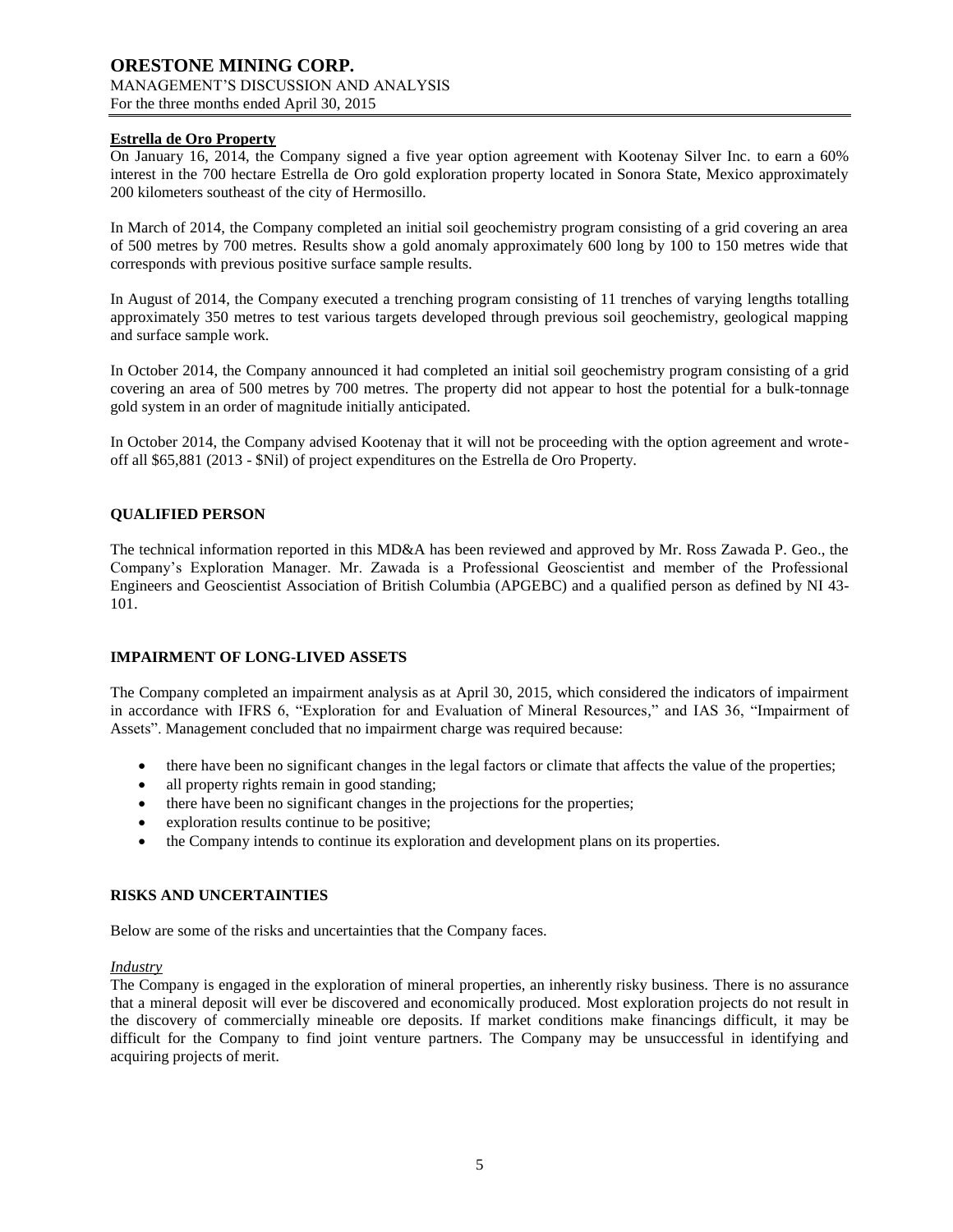**Estrella de Oro Property**

On January 16, 2014, the Company signed a five year option agreement with Kootenay Silver Inc. to earn a 60% interest in the 700 hectare Estrella de Oro gold exploration property located in Sonora State, Mexico approximately 200 kilometers southeast of the city of Hermosillo.

In March of 2014, the Company completed an initial soil geochemistry program consisting of a grid covering an area of 500 metres by 700 metres. Results show a gold anomaly approximately 600 long by 100 to 150 metres wide that corresponds with previous positive surface sample results.

In August of 2014, the Company executed a trenching program consisting of 11 trenches of varying lengths totalling approximately 350 metres to test various targets developed through previous soil geochemistry, geological mapping and surface sample work.

In October 2014, the Company announced it had completed an initial soil geochemistry program consisting of a grid covering an area of 500 metres by 700 metres. The property did not appear to host the potential for a bulk-tonnage gold system in an order of magnitude initially anticipated.

In October 2014, the Company advised Kootenay that it will not be proceeding with the option agreement and wrote-off all $65,881 (2013 - $Nil) of project expenditures on the Estrella de Oro Property.

## QUALIFIED PERSON

The technical information reported in this MD&A has been reviewed and approved by Mr. Ross Zawada P. Geo., the Company's Exploration Manager. Mr. Zawada is a Professional Geoscientist and member of the Professional Engineers and Geoscientist Association of British Columbia (APGEBC) and a qualified person as defined by NI 43-101.

## IMPAIRMENT OF LONG-LIVED ASSETS

The Company completed an impairment analysis as at April 30, 2015, which considered the indicators of impairment in accordance with IFRS 6, "Exploration for and Evaluation of Mineral Resources," and IAS 36, "Impairment of Assets". Management concluded that no impairment charge was required because:

- there have been no significant changes in the legal factors or climate that affects the value of the properties;
- all property rights remain in good standing;
- there have been no significant changes in the projections for the properties;
- exploration results continue to be positive;
- the Company intends to continue its exploration and development plans on its properties.

## RISKS AND UNCERTAINTIES

Below are some of the risks and uncertainties that the Company faces.

*Industry*

The Company is engaged in the exploration of mineral properties, an inherently risky business. There is no assurance that a mineral deposit will ever be discovered and economically produced. Most exploration projects do not result in the discovery of commercially mineable ore deposits. If market conditions make financings difficult, it may be difficult for the Company to find joint venture partners. The Company may be unsuccessful in identifying and acquiring projects of merit.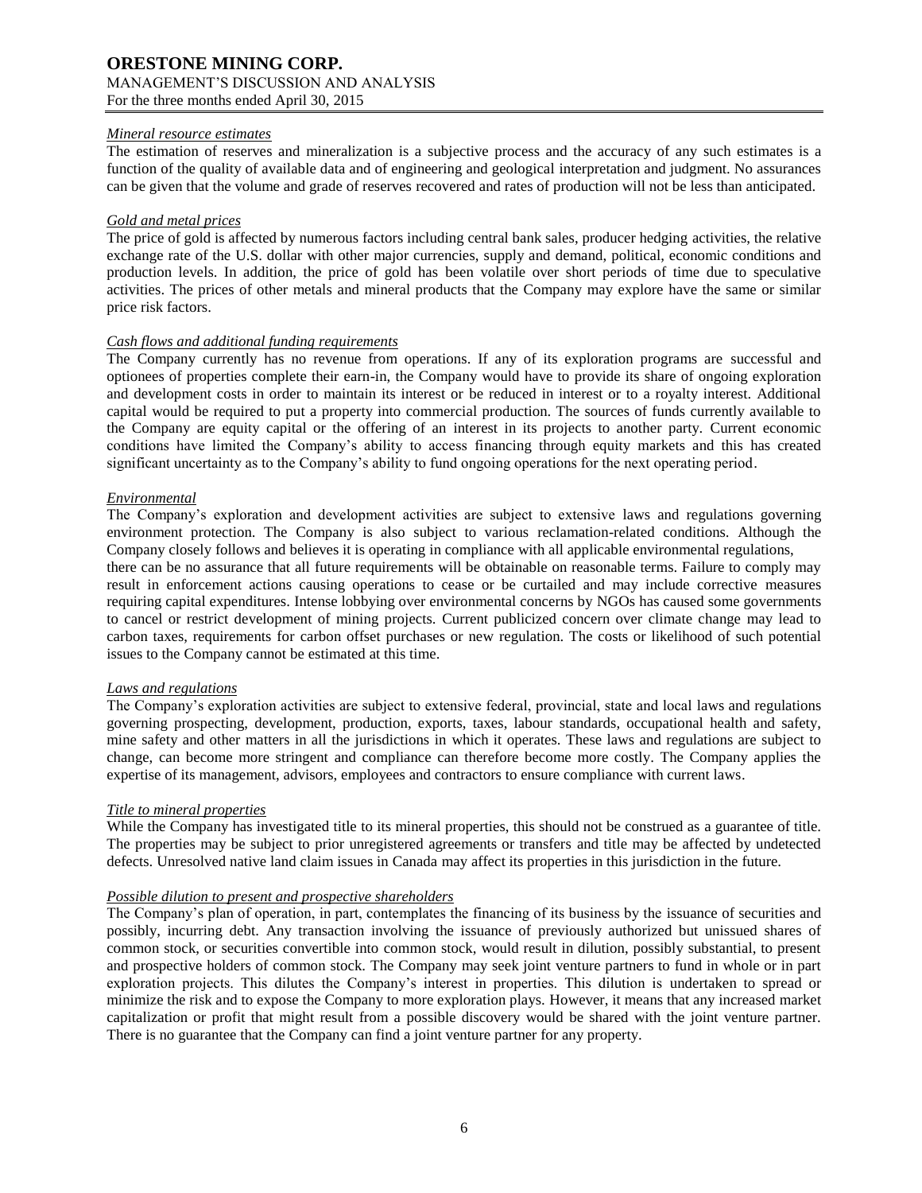*Mineral resource estimates*

The estimation of reserves and mineralization is a subjective process and the accuracy of any such estimates is a function of the quality of available data and of engineering and geological interpretation and judgment. No assurances can be given that the volume and grade of reserves recovered and rates of production will not be less than anticipated.

*Gold and metal prices*

The price of gold is affected by numerous factors including central bank sales, producer hedging activities, the relative exchange rate of the U.S. dollar with other major currencies, supply and demand, political, economic conditions and production levels. In addition, the price of gold has been volatile over short periods of time due to speculative activities. The prices of other metals and mineral products that the Company may explore have the same or similar price risk factors.

*Cash flows and additional funding requirements*

The Company currently has no revenue from operations. If any of its exploration programs are successful and optionees of properties complete their earn-in, the Company would have to provide its share of ongoing exploration and development costs in order to maintain its interest or be reduced in interest or to a royalty interest. Additional capital would be required to put a property into commercial production. The sources of funds currently available to the Company are equity capital or the offering of an interest in its projects to another party. Current economic conditions have limited the Company's ability to access financing through equity markets and this has created significant uncertainty as to the Company's ability to fund ongoing operations for the next operating period.

*Environmental*

The Company's exploration and development activities are subject to extensive laws and regulations governing environment protection. The Company is also subject to various reclamation-related conditions. Although the Company closely follows and believes it is operating in compliance with all applicable environmental regulations, there can be no assurance that all future requirements will be obtainable on reasonable terms. Failure to comply may result in enforcement actions causing operations to cease or be curtailed and may include corrective measures requiring capital expenditures. Intense lobbying over environmental concerns by NGOs has caused some governments to cancel or restrict development of mining projects. Current publicized concern over climate change may lead to carbon taxes, requirements for carbon offset purchases or new regulation. The costs or likelihood of such potential issues to the Company cannot be estimated at this time.

*Laws and regulations*

The Company's exploration activities are subject to extensive federal, provincial, state and local laws and regulations governing prospecting, development, production, exports, taxes, labour standards, occupational health and safety, mine safety and other matters in all the jurisdictions in which it operates. These laws and regulations are subject to change, can become more stringent and compliance can therefore become more costly. The Company applies the expertise of its management, advisors, employees and contractors to ensure compliance with current laws.

*Title to mineral properties*

While the Company has investigated title to its mineral properties, this should not be construed as a guarantee of title. The properties may be subject to prior unregistered agreements or transfers and title may be affected by undetected defects. Unresolved native land claim issues in Canada may affect its properties in this jurisdiction in the future.

*Possible dilution to present and prospective shareholders*

The Company's plan of operation, in part, contemplates the financing of its business by the issuance of securities and possibly, incurring debt. Any transaction involving the issuance of previously authorized but unissued shares of common stock, or securities convertible into common stock, would result in dilution, possibly substantial, to present and prospective holders of common stock. The Company may seek joint venture partners to fund in whole or in part exploration projects. This dilutes the Company's interest in properties. This dilution is undertaken to spread or minimize the risk and to expose the Company to more exploration plays. However, it means that any increased market capitalization or profit that might result from a possible discovery would be shared with the joint venture partner. There is no guarantee that the Company can find a joint venture partner for any property.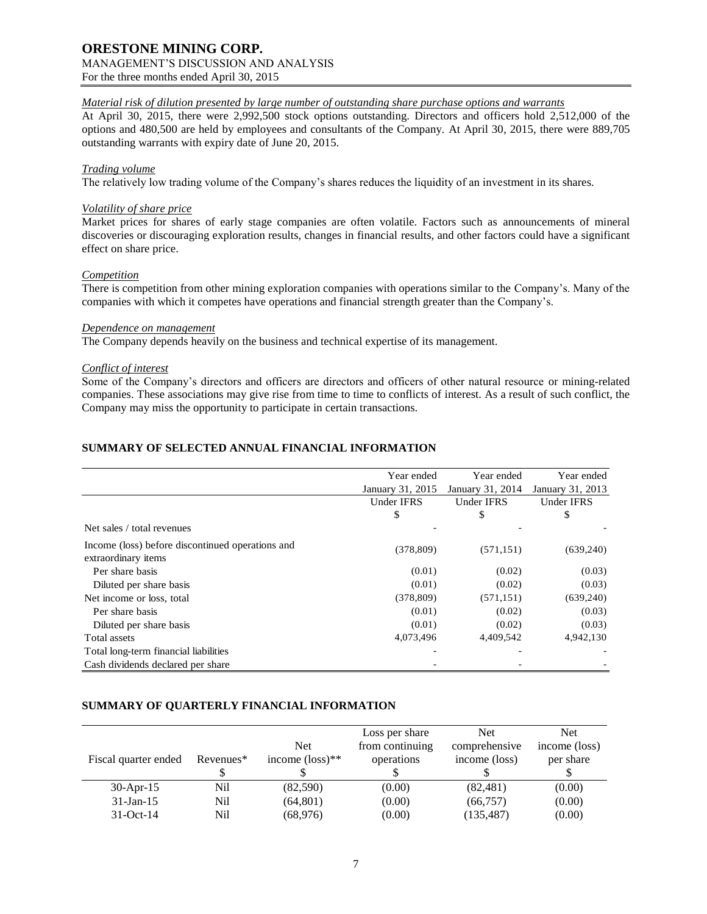*Material risk of dilution presented by large number of outstanding share purchase options and warrants*

At April 30, 2015, there were 2,992,500 stock options outstanding. Directors and officers hold 2,512,000 of the options and 480,500 are held by employees and consultants of the Company. At April 30, 2015, there were 889,705 outstanding warrants with expiry date of June 20, 2015.

*Trading volume*

The relatively low trading volume of the Company's shares reduces the liquidity of an investment in its shares.

*Volatility of share price*

Market prices for shares of early stage companies are often volatile. Factors such as announcements of mineral discoveries or discouraging exploration results, changes in financial results, and other factors could have a significant effect on share price.

*Competition*

There is competition from other mining exploration companies with operations similar to the Company's. Many of the companies with which it competes have operations and financial strength greater than the Company's.

*Dependence on management*

The Company depends heavily on the business and technical expertise of its management.

*Conflict of interest*

Some of the Company's directors and officers are directors and officers of other natural resource or mining-related companies. These associations may give rise from time to time to conflicts of interest. As a result of such conflict, the Company may miss the opportunity to participate in certain transactions.

## SUMMARY OF SELECTED ANNUAL FINANCIAL INFORMATION

| | Year ended January 31, 2015 | Year ended January 31, 2014 | Year ended January 31, 2013 |
|---|---|---|---|
| | Under IFRS | Under IFRS | Under IFRS |
| | $ | $ | $ |
| Net sales / total revenues | - | - | - |
| Income (loss) before discontinued operations and extraordinary items | (378,809) | (571,151) | (639,240) |
| Per share basis | (0.01) | (0.02) | (0.03) |
| Diluted per share basis | (0.01) | (0.02) | (0.03) |
| Net income or loss, total | (378,809) | (571,151) | (639,240) |
| Per share basis | (0.01) | (0.02) | (0.03) |
| Diluted per share basis | (0.01) | (0.02) | (0.03) |
| Total assets | 4,073,496 | 4,409,542 | 4,942,130 |
| Total long-term financial liabilities | - | - | - |
| Cash dividends declared per share | - | - | - |

## SUMMARY OF QUARTERLY FINANCIAL INFORMATION

| Fiscal quarter ended | Revenues* | Net income (loss)** | Loss per share from continuing operations | Net comprehensive income (loss) | Net income (loss) per share |
|---|---|---|---|---|---|
| | $ | $ | $ | $ | $ |
| 30-Apr-15 | Nil | (82,590) | (0.00) | (82,481) | (0.00) |
| 31-Jan-15 | Nil | (64,801) | (0.00) | (66,757) | (0.00) |
| 31-Oct-14 | Nil | (68,976) | (0.00) | (135,487) | (0.00) |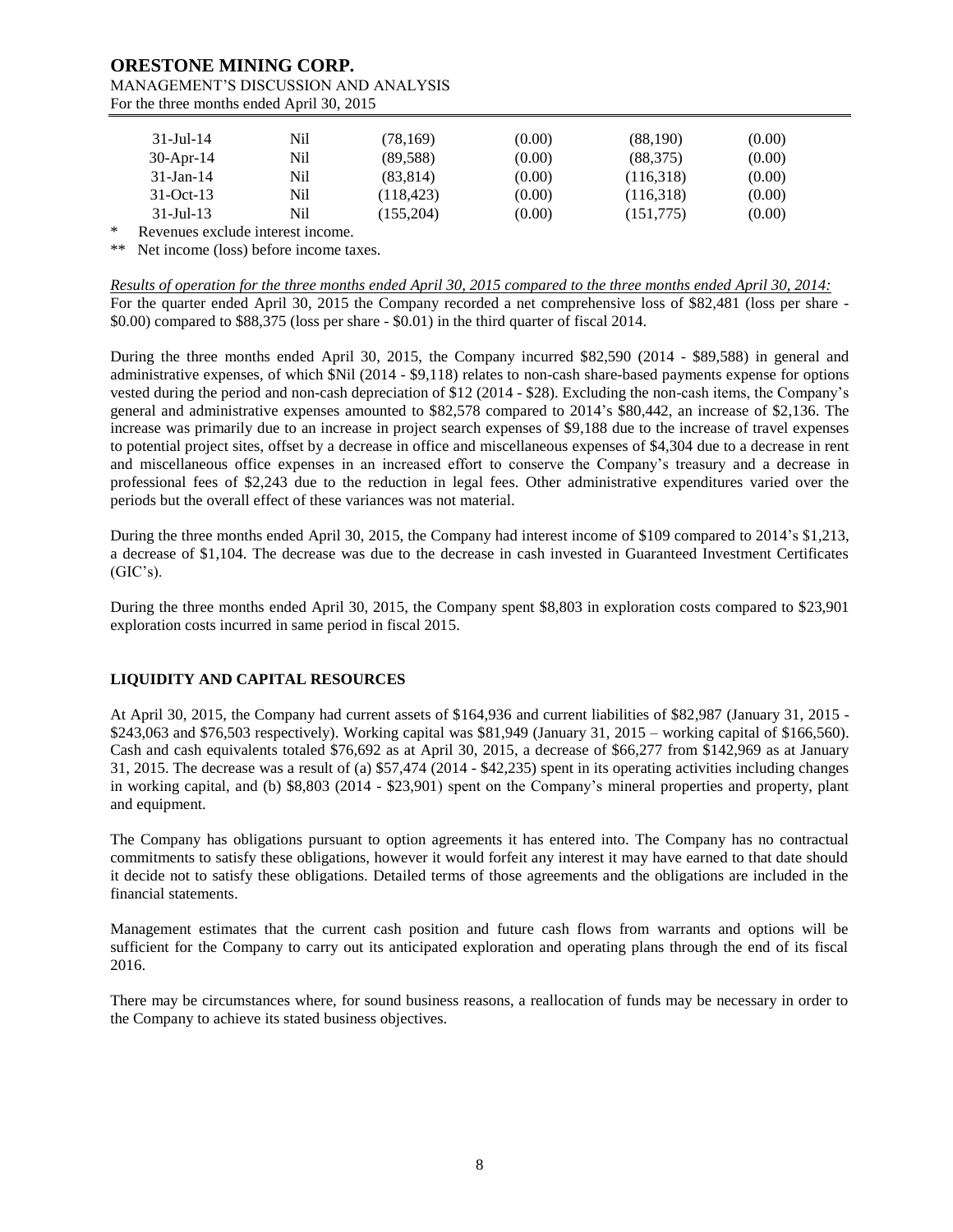| | | | | | |
|---|---|---|---|---|---|
| 31-Jul-14 | Nil | (78,169) | (0.00) | (88,190) | (0.00) |
| 30-Apr-14 | Nil | (89,588) | (0.00) | (88,375) | (0.00) |
| 31-Jan-14 | Nil | (83,814) | (0.00) | (116,318) | (0.00) |
| 31-Oct-13 | Nil | (118,423) | (0.00) | (116,318) | (0.00) |
| 31-Jul-13 | Nil | (155,204) | (0.00) | (151,775) | (0.00) |

\* Revenues exclude interest income.

\** Net income (loss) before income taxes.

*Results of operation for the three months ended April 30, 2015 compared to the three months ended April 30, 2014:*

For the quarter ended April 30, 2015 the Company recorded a net comprehensive loss of $82,481 (loss per share - $0.00) compared to $88,375 (loss per share - $0.01) in the third quarter of fiscal 2014.

During the three months ended April 30, 2015, the Company incurred $82,590 (2014 - $89,588) in general and administrative expenses, of which $Nil (2014 - $9,118) relates to non-cash share-based payments expense for options vested during the period and non-cash depreciation of $12 (2014 - $28). Excluding the non-cash items, the Company's general and administrative expenses amounted to $82,578 compared to 2014's $80,442, an increase of $2,136. The increase was primarily due to an increase in project search expenses of $9,188 due to the increase of travel expenses to potential project sites, offset by a decrease in office and miscellaneous expenses of $4,304 due to a decrease in rent and miscellaneous office expenses in an increased effort to conserve the Company's treasury and a decrease in professional fees of $2,243 due to the reduction in legal fees. Other administrative expenditures varied over the periods but the overall effect of these variances was not material.

During the three months ended April 30, 2015, the Company had interest income of $109 compared to 2014's $1,213, a decrease of $1,104. The decrease was due to the decrease in cash invested in Guaranteed Investment Certificates (GIC's).

During the three months ended April 30, 2015, the Company spent $8,803 in exploration costs compared to $23,901 exploration costs incurred in same period in fiscal 2015.

## LIQUIDITY AND CAPITAL RESOURCES

At April 30, 2015, the Company had current assets of $164,936 and current liabilities of $82,987 (January 31, 2015 - $243,063 and $76,503 respectively). Working capital was $81,949 (January 31, 2015 – working capital of $166,560). Cash and cash equivalents totaled $76,692 as at April 30, 2015, a decrease of $66,277 from $142,969 as at January 31, 2015. The decrease was a result of (a) $57,474 (2014 - $42,235) spent in its operating activities including changes in working capital, and (b) $8,803 (2014 - $23,901) spent on the Company's mineral properties and property, plant and equipment.

The Company has obligations pursuant to option agreements it has entered into. The Company has no contractual commitments to satisfy these obligations, however it would forfeit any interest it may have earned to that date should it decide not to satisfy these obligations. Detailed terms of those agreements and the obligations are included in the financial statements.

Management estimates that the current cash position and future cash flows from warrants and options will be sufficient for the Company to carry out its anticipated exploration and operating plans through the end of its fiscal 2016.

There may be circumstances where, for sound business reasons, a reallocation of funds may be necessary in order to the Company to achieve its stated business objectives.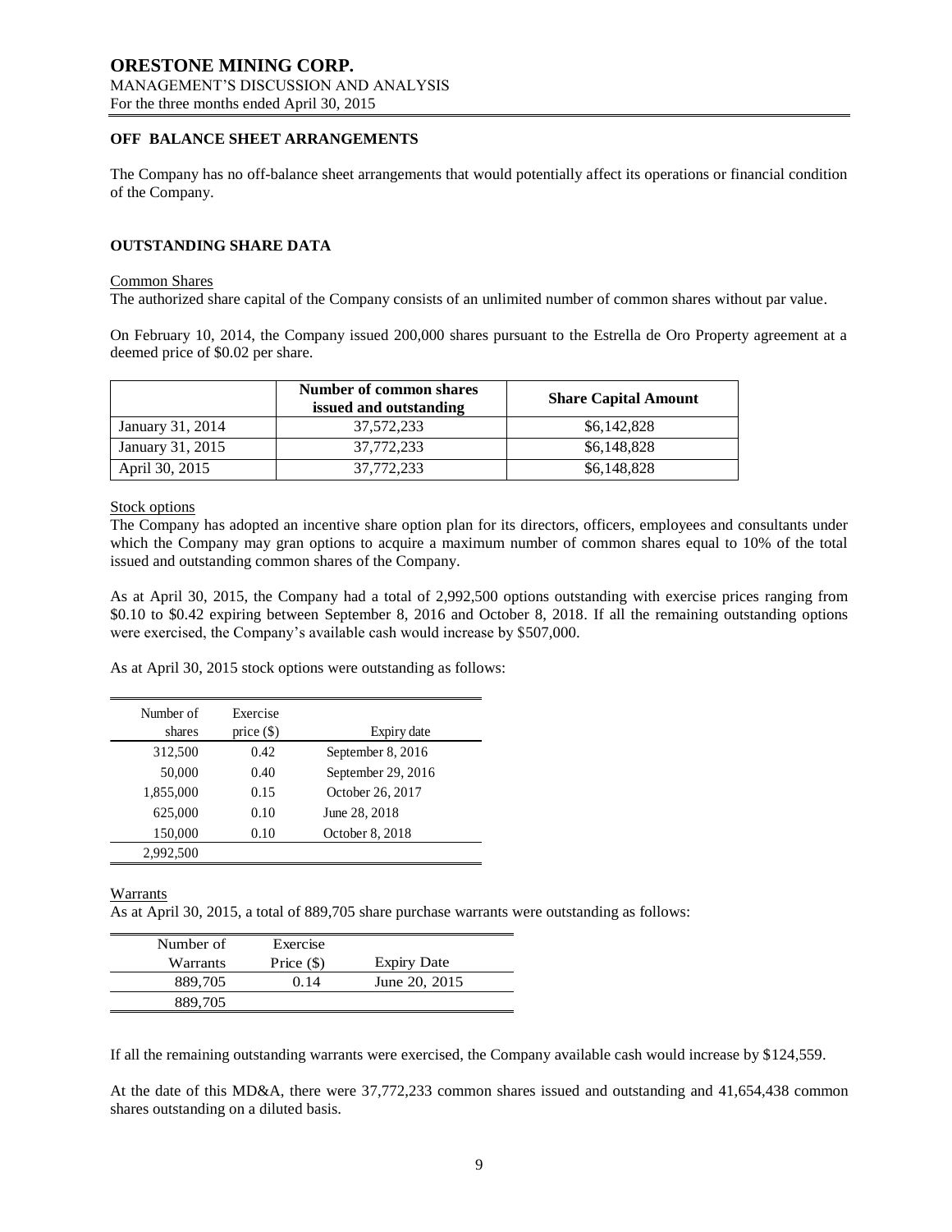## OFF BALANCE SHEET ARRANGEMENTS

The Company has no off-balance sheet arrangements that would potentially affect its operations or financial condition of the Company.

## OUTSTANDING SHARE DATA

Common Shares

The authorized share capital of the Company consists of an unlimited number of common shares without par value.

On February 10, 2014, the Company issued 200,000 shares pursuant to the Estrella de Oro Property agreement at a deemed price of $0.02 per share.

| | Number of common shares issued and outstanding | Share Capital Amount |
|---|---|---|
| January 31, 2014 | 37,572,233 | $6,142,828 |
| January 31, 2015 | 37,772,233 | $6,148,828 |
| April 30, 2015 | 37,772,233 | $6,148,828 |

Stock options

The Company has adopted an incentive share option plan for its directors, officers, employees and consultants under which the Company may gran options to acquire a maximum number of common shares equal to 10% of the total issued and outstanding common shares of the Company.

As at April 30, 2015, the Company had a total of 2,992,500 options outstanding with exercise prices ranging from $0.10 to $0.42 expiring between September 8, 2016 and October 8, 2018. If all the remaining outstanding options were exercised, the Company's available cash would increase by $507,000.

As at April 30, 2015 stock options were outstanding as follows:

| Number of shares | Exercise price ($) | Expiry date |
|---|---|---|
| 312,500 | 0.42 | September 8, 2016 |
| 50,000 | 0.40 | September 29, 2016 |
| 1,855,000 | 0.15 | October 26, 2017 |
| 625,000 | 0.10 | June 28, 2018 |
| 150,000 | 0.10 | October 8, 2018 |
| 2,992,500 | | |

Warrants

As at April 30, 2015, a total of 889,705 share purchase warrants were outstanding as follows:

| Number of Warrants | Exercise Price ($) | Expiry Date |
|---|---|---|
| 889,705 | 0.14 | June 20, 2015 |
| 889,705 | | |

If all the remaining outstanding warrants were exercised, the Company available cash would increase by $124,559.

At the date of this MD&A, there were 37,772,233 common shares issued and outstanding and 41,654,438 common shares outstanding on a diluted basis.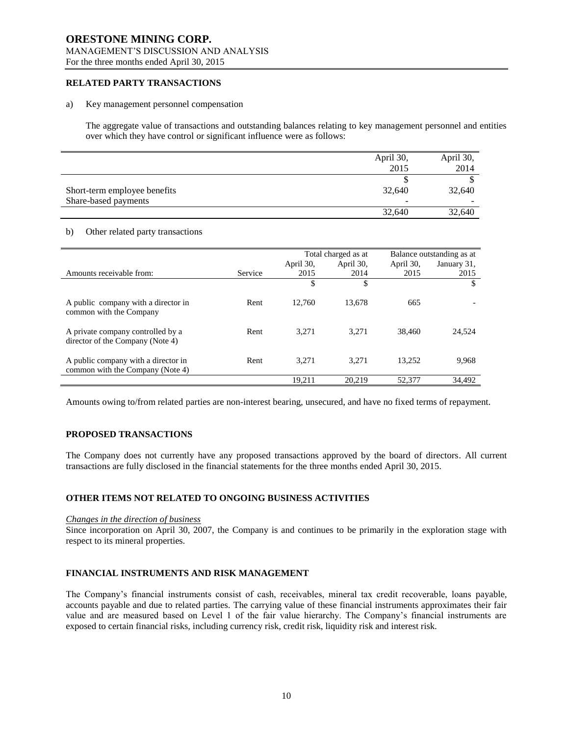## RELATED PARTY TRANSACTIONS

a) Key management personnel compensation

The aggregate value of transactions and outstanding balances relating to key management personnel and entities over which they have control or significant influence were as follows:

| | April 30, 2015 | April 30, 2014 |
|---|---|---|
| | $ | $ |
| Short-term employee benefits | 32,640 | 32,640 |
| Share-based payments | - | - |
| | 32,640 | 32,640 |

b) Other related party transactions

| | | Total charged as at | | Balance outstanding as at | |
|---|---|---|---|---|---|
| Amounts receivable from: | Service | April 30, 2015 | April 30, 2014 | April 30, 2015 | January 31, 2015 |
| | | $ | $ | | $ |
| A public company with a director in common with the Company | Rent | 12,760 | 13,678 | 665 | - |
| A private company controlled by a director of the Company (Note 4) | Rent | 3,271 | 3,271 | 38,460 | 24,524 |
| A public company with a director in common with the Company (Note 4) | Rent | 3,271 | 3,271 | 13,252 | 9,968 |
| | | 19,211 | 20,219 | 52,377 | 34,492 |

Amounts owing to/from related parties are non-interest bearing, unsecured, and have no fixed terms of repayment.

## PROPOSED TRANSACTIONS

The Company does not currently have any proposed transactions approved by the board of directors. All current transactions are fully disclosed in the financial statements for the three months ended April 30, 2015.

## OTHER ITEMS NOT RELATED TO ONGOING BUSINESS ACTIVITIES

*Changes in the direction of business*

Since incorporation on April 30, 2007, the Company is and continues to be primarily in the exploration stage with respect to its mineral properties.

## FINANCIAL INSTRUMENTS AND RISK MANAGEMENT

The Company's financial instruments consist of cash, receivables, mineral tax credit recoverable, loans payable, accounts payable and due to related parties. The carrying value of these financial instruments approximates their fair value and are measured based on Level 1 of the fair value hierarchy. The Company's financial instruments are exposed to certain financial risks, including currency risk, credit risk, liquidity risk and interest risk.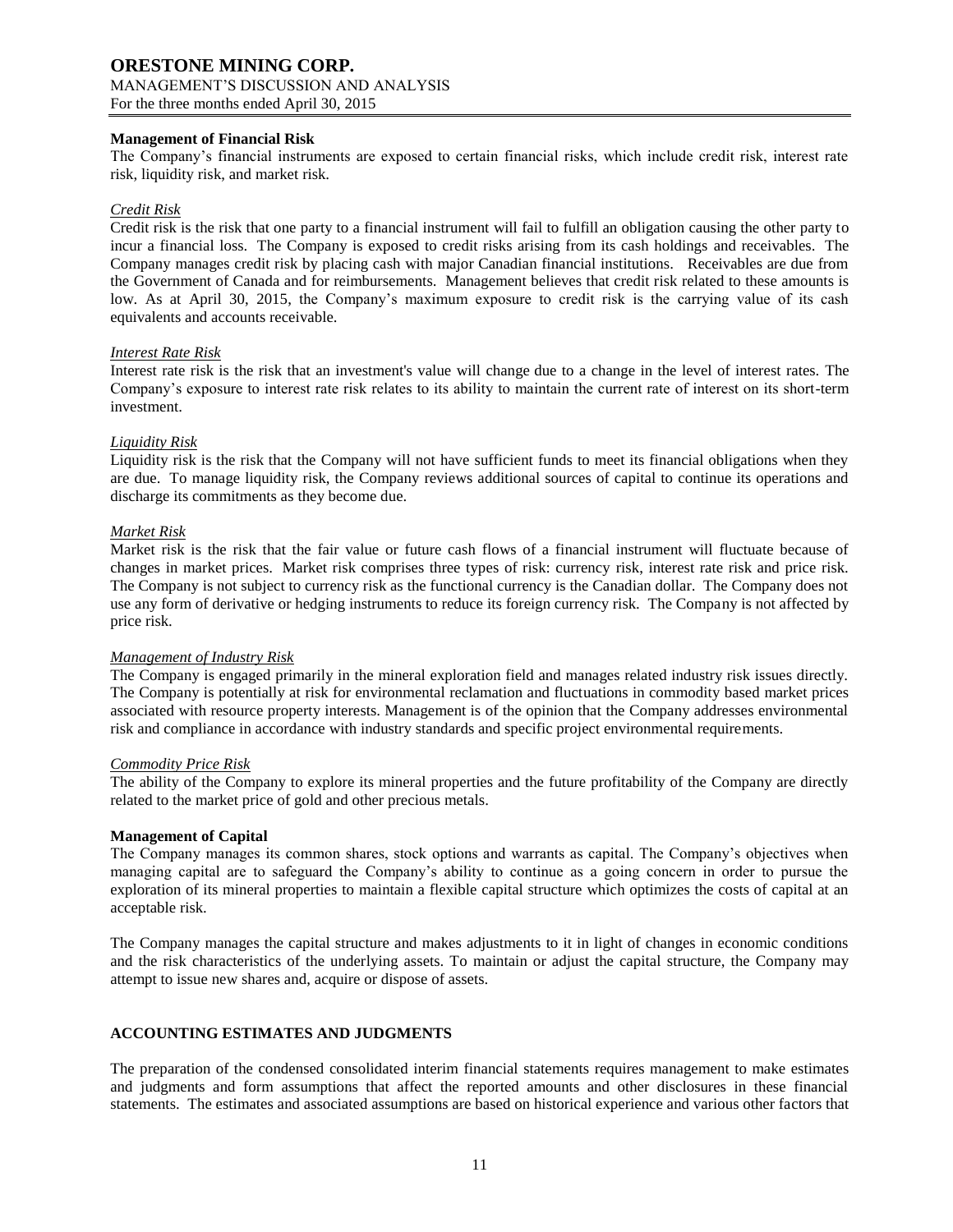**Management of Financial Risk**

The Company's financial instruments are exposed to certain financial risks, which include credit risk, interest rate risk, liquidity risk, and market risk.

*Credit Risk*

Credit risk is the risk that one party to a financial instrument will fail to fulfill an obligation causing the other party to incur a financial loss. The Company is exposed to credit risks arising from its cash holdings and receivables. The Company manages credit risk by placing cash with major Canadian financial institutions. Receivables are due from the Government of Canada and for reimbursements. Management believes that credit risk related to these amounts is low. As at April 30, 2015, the Company's maximum exposure to credit risk is the carrying value of its cash equivalents and accounts receivable.

*Interest Rate Risk*

Interest rate risk is the risk that an investment's value will change due to a change in the level of interest rates. The Company's exposure to interest rate risk relates to its ability to maintain the current rate of interest on its short-term investment.

*Liquidity Risk*

Liquidity risk is the risk that the Company will not have sufficient funds to meet its financial obligations when they are due. To manage liquidity risk, the Company reviews additional sources of capital to continue its operations and discharge its commitments as they become due.

*Market Risk*

Market risk is the risk that the fair value or future cash flows of a financial instrument will fluctuate because of changes in market prices. Market risk comprises three types of risk: currency risk, interest rate risk and price risk. The Company is not subject to currency risk as the functional currency is the Canadian dollar. The Company does not use any form of derivative or hedging instruments to reduce its foreign currency risk. The Company is not affected by price risk.

*Management of Industry Risk*

The Company is engaged primarily in the mineral exploration field and manages related industry risk issues directly. The Company is potentially at risk for environmental reclamation and fluctuations in commodity based market prices associated with resource property interests. Management is of the opinion that the Company addresses environmental risk and compliance in accordance with industry standards and specific project environmental requirements.

*Commodity Price Risk*

The ability of the Company to explore its mineral properties and the future profitability of the Company are directly related to the market price of gold and other precious metals.

**Management of Capital**

The Company manages its common shares, stock options and warrants as capital. The Company's objectives when managing capital are to safeguard the Company's ability to continue as a going concern in order to pursue the exploration of its mineral properties to maintain a flexible capital structure which optimizes the costs of capital at an acceptable risk.

The Company manages the capital structure and makes adjustments to it in light of changes in economic conditions and the risk characteristics of the underlying assets. To maintain or adjust the capital structure, the Company may attempt to issue new shares and, acquire or dispose of assets.

## ACCOUNTING ESTIMATES AND JUDGMENTS

The preparation of the condensed consolidated interim financial statements requires management to make estimates and judgments and form assumptions that affect the reported amounts and other disclosures in these financial statements. The estimates and associated assumptions are based on historical experience and various other factors that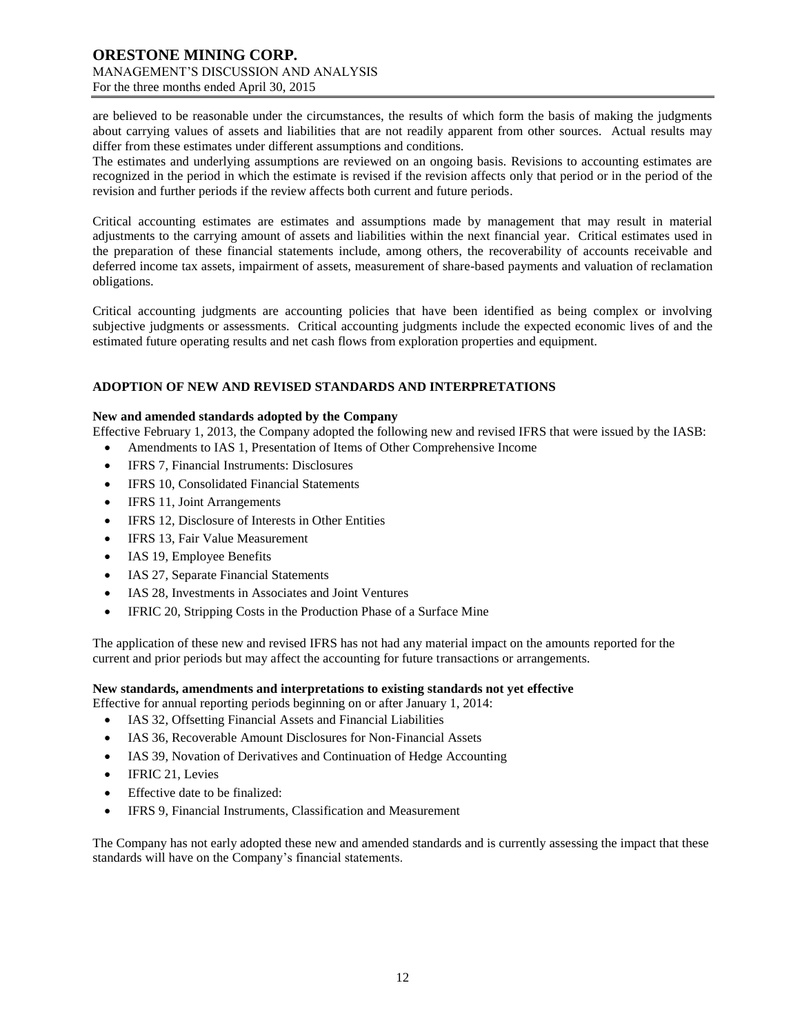are believed to be reasonable under the circumstances, the results of which form the basis of making the judgments about carrying values of assets and liabilities that are not readily apparent from other sources. Actual results may differ from these estimates under different assumptions and conditions.
The estimates and underlying assumptions are reviewed on an ongoing basis. Revisions to accounting estimates are recognized in the period in which the estimate is revised if the revision affects only that period or in the period of the revision and further periods if the review affects both current and future periods.

Critical accounting estimates are estimates and assumptions made by management that may result in material adjustments to the carrying amount of assets and liabilities within the next financial year. Critical estimates used in the preparation of these financial statements include, among others, the recoverability of accounts receivable and deferred income tax assets, impairment of assets, measurement of share-based payments and valuation of reclamation obligations.

Critical accounting judgments are accounting policies that have been identified as being complex or involving subjective judgments or assessments. Critical accounting judgments include the expected economic lives of and the estimated future operating results and net cash flows from exploration properties and equipment.

## ADOPTION OF NEW AND REVISED STANDARDS AND INTERPRETATIONS

**New and amended standards adopted by the Company**

Effective February 1, 2013, the Company adopted the following new and revised IFRS that were issued by the IASB:

- Amendments to IAS 1, Presentation of Items of Other Comprehensive Income
- IFRS 7, Financial Instruments: Disclosures
- IFRS 10, Consolidated Financial Statements
- IFRS 11, Joint Arrangements
- IFRS 12, Disclosure of Interests in Other Entities
- IFRS 13, Fair Value Measurement
- IAS 19, Employee Benefits
- IAS 27, Separate Financial Statements
- IAS 28, Investments in Associates and Joint Ventures
- IFRIC 20, Stripping Costs in the Production Phase of a Surface Mine

The application of these new and revised IFRS has not had any material impact on the amounts reported for the current and prior periods but may affect the accounting for future transactions or arrangements.

**New standards, amendments and interpretations to existing standards not yet effective**

Effective for annual reporting periods beginning on or after January 1, 2014:

- IAS 32, Offsetting Financial Assets and Financial Liabilities
- IAS 36, Recoverable Amount Disclosures for Non-Financial Assets
- IAS 39, Novation of Derivatives and Continuation of Hedge Accounting
- IFRIC 21, Levies
- Effective date to be finalized:
- IFRS 9, Financial Instruments, Classification and Measurement

The Company has not early adopted these new and amended standards and is currently assessing the impact that these standards will have on the Company's financial statements.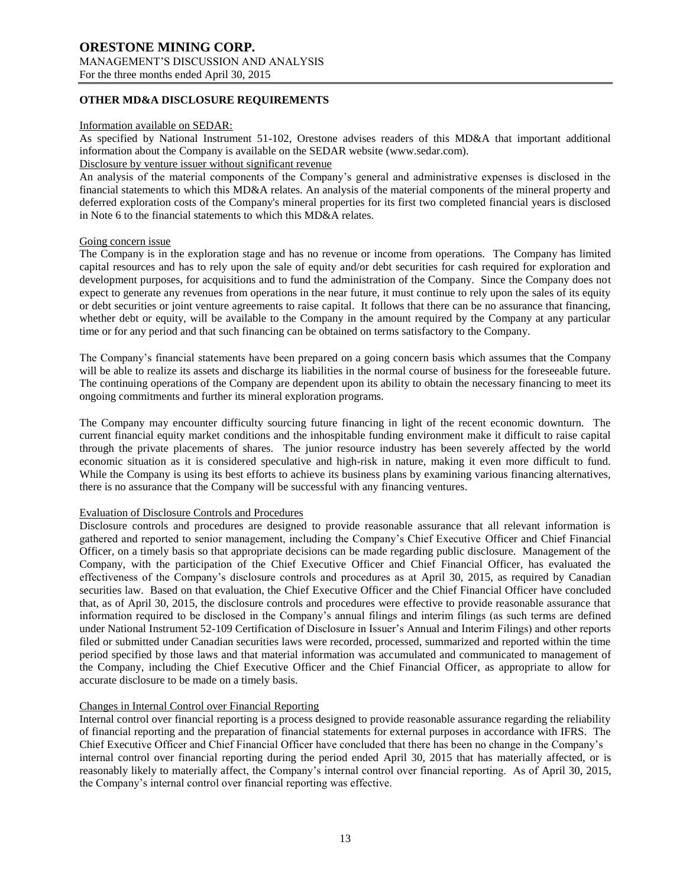## OTHER MD&A DISCLOSURE REQUIREMENTS

Information available on SEDAR:

As specified by National Instrument 51-102, Orestone advises readers of this MD&A that important additional information about the Company is available on the SEDAR website (www.sedar.com).

Disclosure by venture issuer without significant revenue

An analysis of the material components of the Company's general and administrative expenses is disclosed in the financial statements to which this MD&A relates. An analysis of the material components of the mineral property and deferred exploration costs of the Company's mineral properties for its first two completed financial years is disclosed in Note 6 to the financial statements to which this MD&A relates.

Going concern issue

The Company is in the exploration stage and has no revenue or income from operations. The Company has limited capital resources and has to rely upon the sale of equity and/or debt securities for cash required for exploration and development purposes, for acquisitions and to fund the administration of the Company. Since the Company does not expect to generate any revenues from operations in the near future, it must continue to rely upon the sales of its equity or debt securities or joint venture agreements to raise capital. It follows that there can be no assurance that financing, whether debt or equity, will be available to the Company in the amount required by the Company at any particular time or for any period and that such financing can be obtained on terms satisfactory to the Company.

The Company's financial statements have been prepared on a going concern basis which assumes that the Company will be able to realize its assets and discharge its liabilities in the normal course of business for the foreseeable future. The continuing operations of the Company are dependent upon its ability to obtain the necessary financing to meet its ongoing commitments and further its mineral exploration programs.

The Company may encounter difficulty sourcing future financing in light of the recent economic downturn. The current financial equity market conditions and the inhospitable funding environment make it difficult to raise capital through the private placements of shares. The junior resource industry has been severely affected by the world economic situation as it is considered speculative and high-risk in nature, making it even more difficult to fund. While the Company is using its best efforts to achieve its business plans by examining various financing alternatives, there is no assurance that the Company will be successful with any financing ventures.

Evaluation of Disclosure Controls and Procedures

Disclosure controls and procedures are designed to provide reasonable assurance that all relevant information is gathered and reported to senior management, including the Company's Chief Executive Officer and Chief Financial Officer, on a timely basis so that appropriate decisions can be made regarding public disclosure. Management of the Company, with the participation of the Chief Executive Officer and Chief Financial Officer, has evaluated the effectiveness of the Company's disclosure controls and procedures as at April 30, 2015, as required by Canadian securities law. Based on that evaluation, the Chief Executive Officer and the Chief Financial Officer have concluded that, as of April 30, 2015, the disclosure controls and procedures were effective to provide reasonable assurance that information required to be disclosed in the Company's annual filings and interim filings (as such terms are defined under National Instrument 52-109 Certification of Disclosure in Issuer's Annual and Interim Filings) and other reports filed or submitted under Canadian securities laws were recorded, processed, summarized and reported within the time period specified by those laws and that material information was accumulated and communicated to management of the Company, including the Chief Executive Officer and the Chief Financial Officer, as appropriate to allow for accurate disclosure to be made on a timely basis.

Changes in Internal Control over Financial Reporting

Internal control over financial reporting is a process designed to provide reasonable assurance regarding the reliability of financial reporting and the preparation of financial statements for external purposes in accordance with IFRS. The Chief Executive Officer and Chief Financial Officer have concluded that there has been no change in the Company's internal control over financial reporting during the period ended April 30, 2015 that has materially affected, or is reasonably likely to materially affect, the Company's internal control over financial reporting. As of April 30, 2015, the Company's internal control over financial reporting was effective.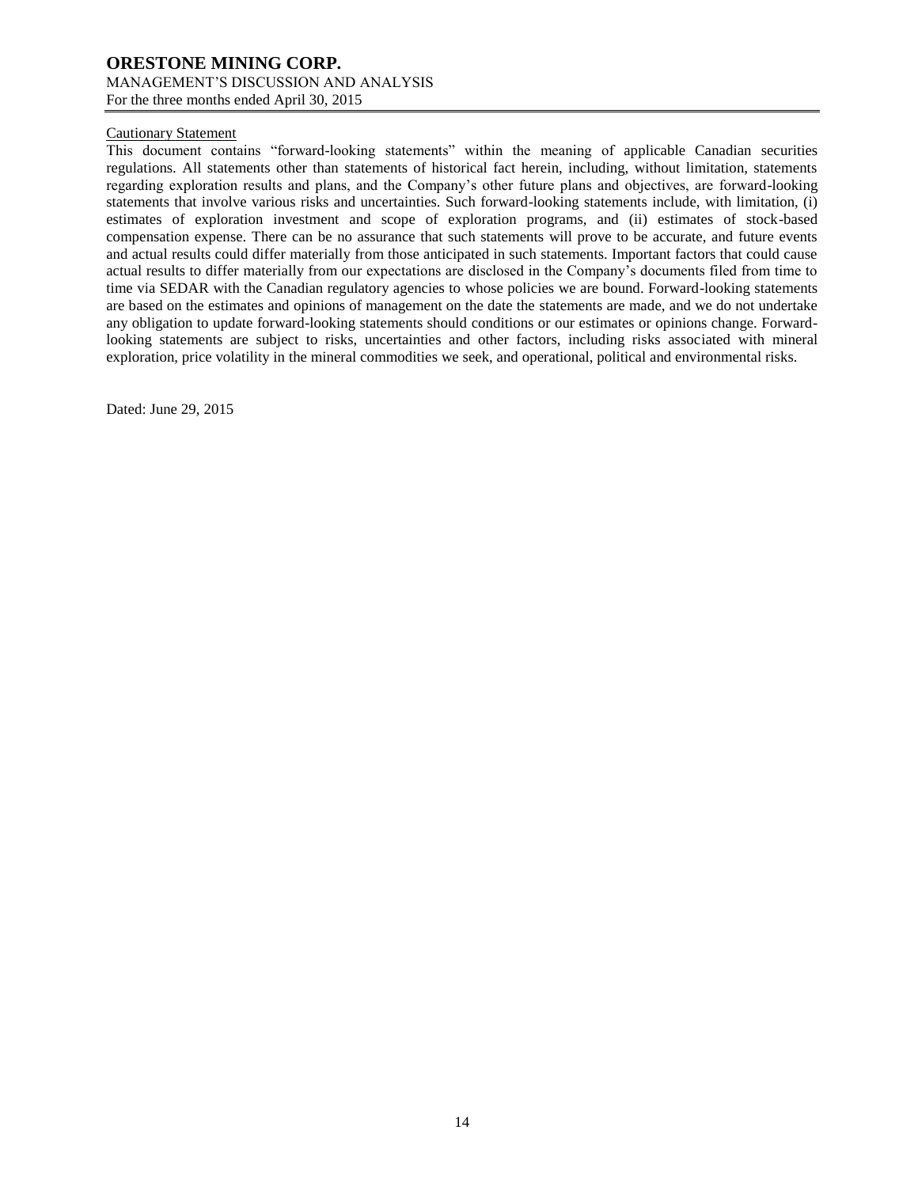Cautionary Statement

This document contains "forward-looking statements" within the meaning of applicable Canadian securities regulations. All statements other than statements of historical fact herein, including, without limitation, statements regarding exploration results and plans, and the Company's other future plans and objectives, are forward-looking statements that involve various risks and uncertainties. Such forward-looking statements include, with limitation, (i) estimates of exploration investment and scope of exploration programs, and (ii) estimates of stock-based compensation expense. There can be no assurance that such statements will prove to be accurate, and future events and actual results could differ materially from those anticipated in such statements. Important factors that could cause actual results to differ materially from our expectations are disclosed in the Company's documents filed from time to time via SEDAR with the Canadian regulatory agencies to whose policies we are bound. Forward-looking statements are based on the estimates and opinions of management on the date the statements are made, and we do not undertake any obligation to update forward-looking statements should conditions or our estimates or opinions change. Forward-looking statements are subject to risks, uncertainties and other factors, including risks associated with mineral exploration, price volatility in the mineral commodities we seek, and operational, political and environmental risks.

Dated: June 29, 2015